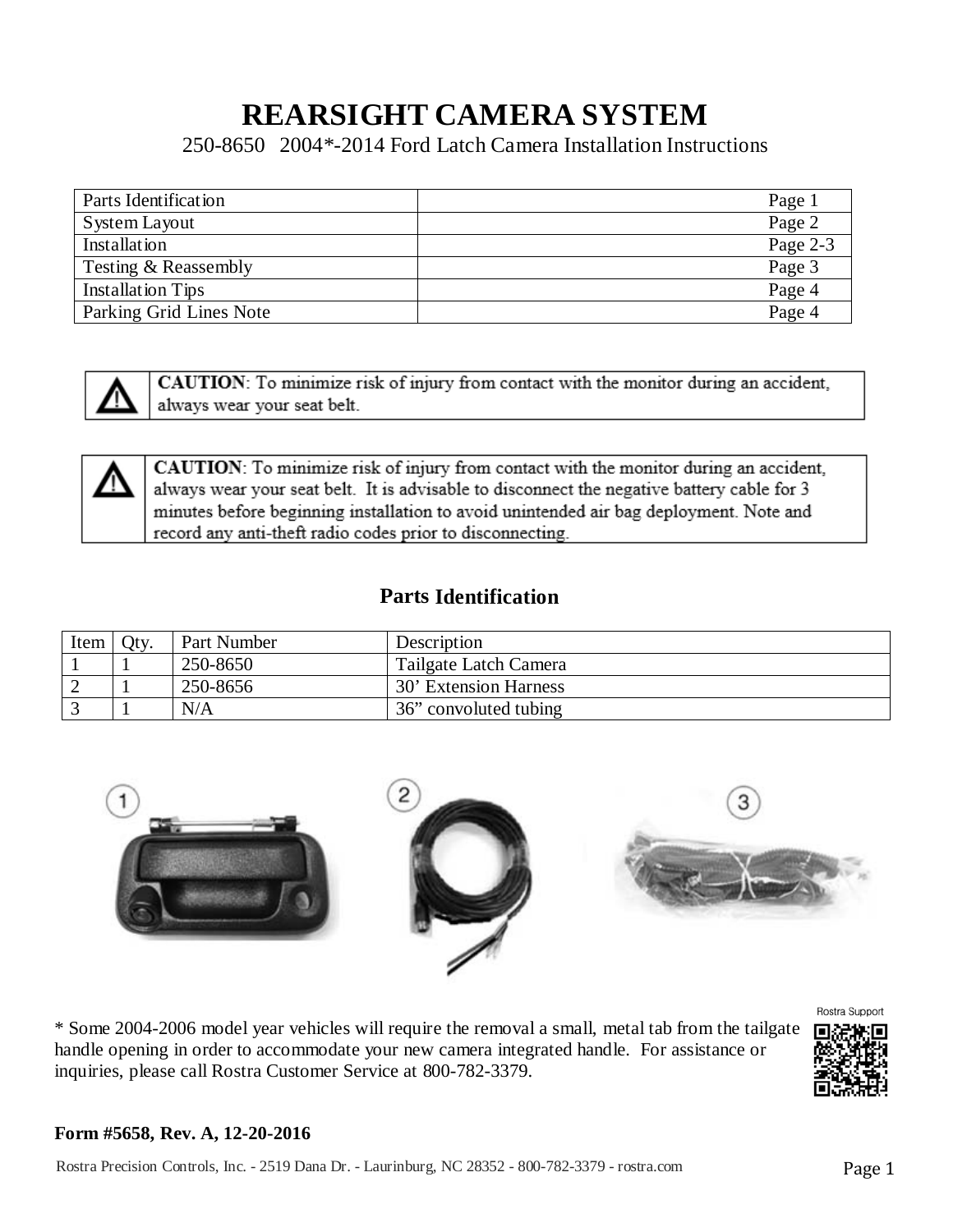# REARSIGHT CAMERA SYSTEM

250-8650 2004*-2014 Ford Latch Camera Installation Instructions

| | |
|---|---|
| Parts Identification | Page 1 |
| System Layout | Page 2 |
| Installation | Page 2-3 |
| Testing & Reassembly | Page 3 |
| Installation Tips | Page 4 |
| Parking Grid Lines Note | Page 4 |

> ⚠ **CAUTION**: To minimize risk of injury from contact with the monitor during an accident, always wear your seat belt.

> ⚠ **CAUTION**: To minimize risk of injury from contact with the monitor during an accident, always wear your seat belt. It is advisable to disconnect the negative battery cable for 3 minutes before beginning installation to avoid unintended air bag deployment. Note and record any anti-theft radio codes prior to disconnecting.

## Parts Identification

| Item | Qty. | Part Number | Description |
|---|---|---|---|
| 1 | 1 | 250-8650 | Tailgate Latch Camera |
| 2 | 1 | 250-8656 | 30' Extension Harness |
| 3 | 1 | N/A | 36" convoluted tubing |

① ② ③

* Some 2004-2006 model year vehicles will require the removal a small, metal tab from the tailgate handle opening in order to accommodate your new camera integrated handle. For assistance or inquiries, please call Rostra Customer Service at 800-782-3379.

Rostra Support

**Form #5658, Rev. A, 12-20-2016**

Rostra Precision Controls, Inc. - 2519 Dana Dr. - Laurinburg, NC 28352 - 800-782-3379 - rostra.com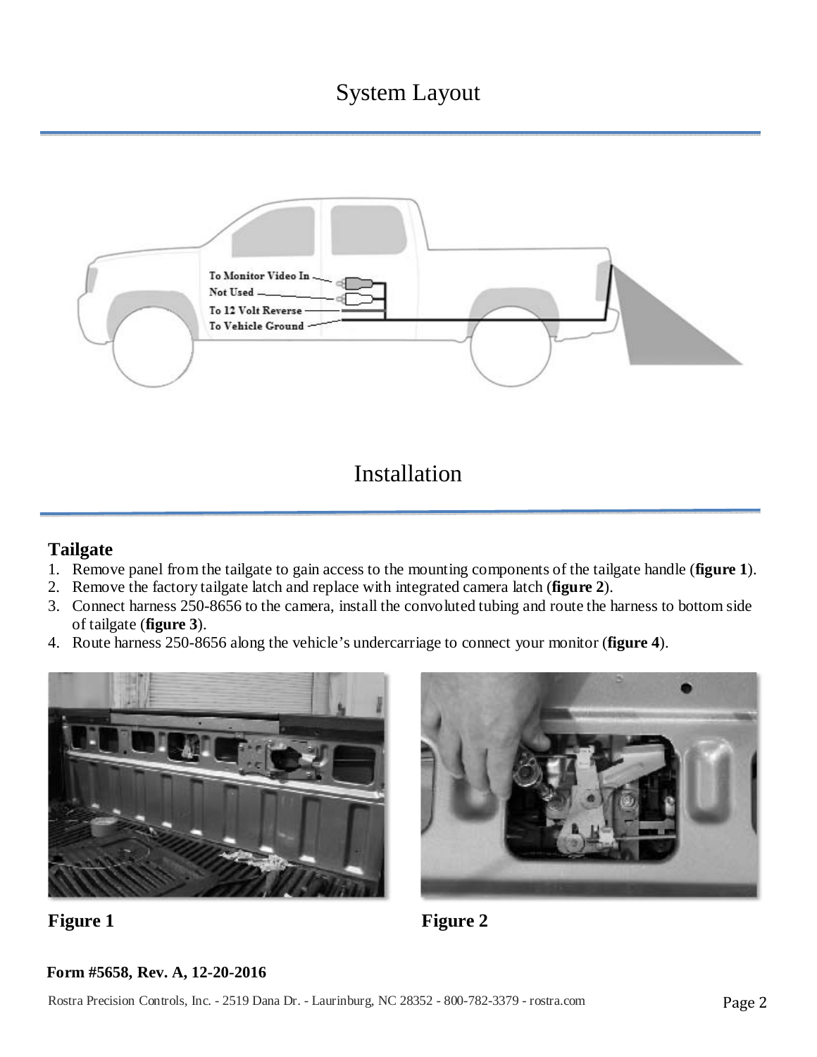# System Layout

To Monitor Video In

Not Used

To 12 Volt Reverse

To Vehicle Ground

# Installation

### Tailgate

1. Remove panel from the tailgate to gain access to the mounting components of the tailgate handle (**figure 1**).
2. Remove the factory tailgate latch and replace with integrated camera latch (**figure 2**).
3. Connect harness 250-8656 to the camera, install the convoluted tubing and route the harness to bottom side of tailgate (**figure 3**).
4. Route harness 250-8656 along the vehicle's undercarriage to connect your monitor (**figure 4**).

**Figure 1**

**Figure 2**

**Form #5658, Rev. A, 12-20-2016**

Rostra Precision Controls, Inc. - 2519 Dana Dr. - Laurinburg, NC 28352 - 800-782-3379 - rostra.com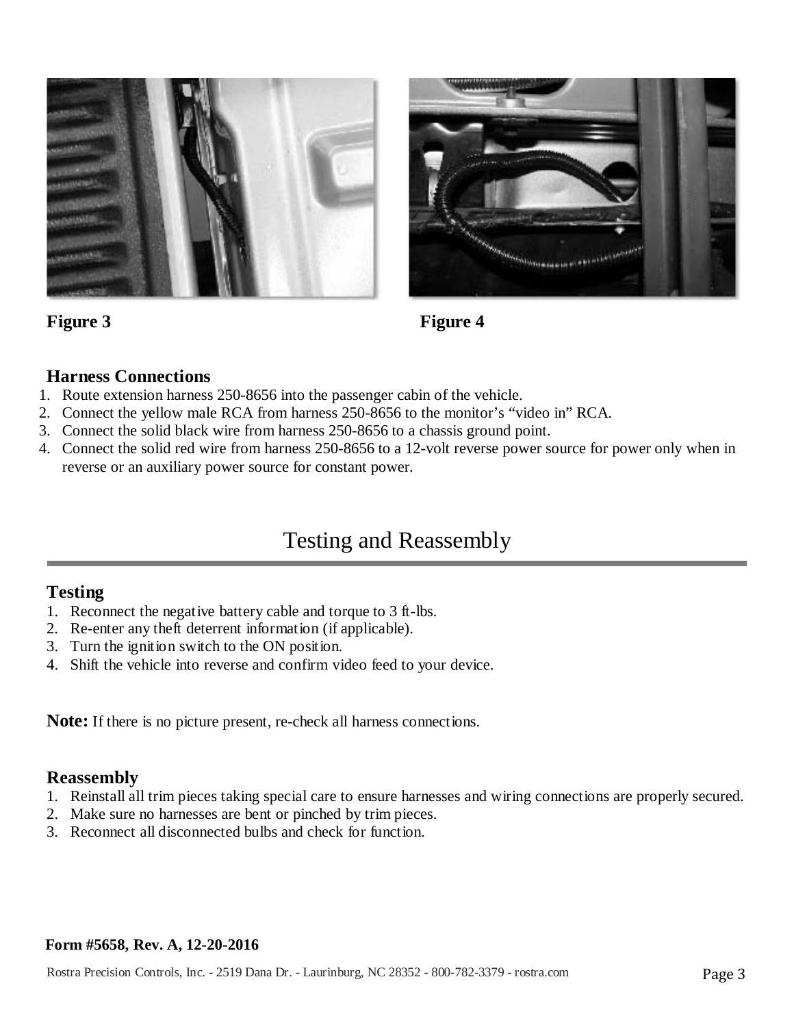Figure 3

Figure 4

### Harness Connections

1. Route extension harness 250-8656 into the passenger cabin of the vehicle.
2. Connect the yellow male RCA from harness 250-8656 to the monitor's "video in" RCA.
3. Connect the solid black wire from harness 250-8656 to a chassis ground point.
4. Connect the solid red wire from harness 250-8656 to a 12-volt reverse power source for power only when in reverse or an auxiliary power source for constant power.

## Testing and Reassembly

### Testing

1. Reconnect the negative battery cable and torque to 3 ft-lbs.
2. Re-enter any theft deterrent information (if applicable).
3. Turn the ignition switch to the ON position.
4. Shift the vehicle into reverse and confirm video feed to your device.

**Note:** If there is no picture present, re-check all harness connections.

### Reassembly

1. Reinstall all trim pieces taking special care to ensure harnesses and wiring connections are properly secured.
2. Make sure no harnesses are bent or pinched by trim pieces.
3. Reconnect all disconnected bulbs and check for function.

**Form #5658, Rev. A, 12-20-2016**

Rostra Precision Controls, Inc. - 2519 Dana Dr. - Laurinburg, NC 28352 - 800-782-3379 - rostra.com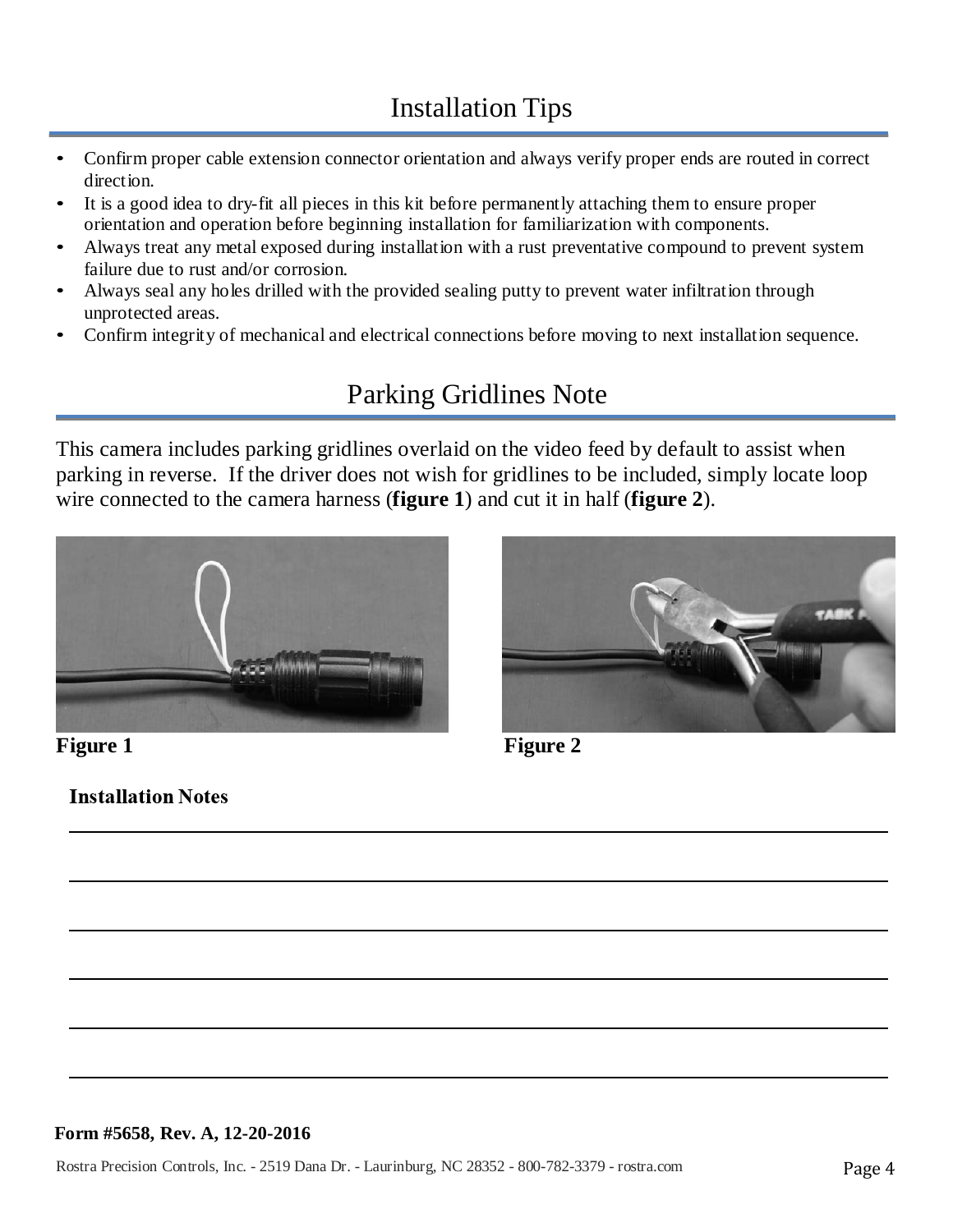## Installation Tips

- Confirm proper cable extension connector orientation and always verify proper ends are routed in correct direction.
- It is a good idea to dry-fit all pieces in this kit before permanently attaching them to ensure proper orientation and operation before beginning installation for familiarization with components.
- Always treat any metal exposed during installation with a rust preventative compound to prevent system failure due to rust and/or corrosion.
- Always seal any holes drilled with the provided sealing putty to prevent water infiltration through unprotected areas.
- Confirm integrity of mechanical and electrical connections before moving to next installation sequence.

## Parking Gridlines Note

This camera includes parking gridlines overlaid on the video feed by default to assist when parking in reverse. If the driver does not wish for gridlines to be included, simply locate loop wire connected to the camera harness (**figure 1**) and cut it in half (**figure 2**).

**Figure 1**

**Figure 2**

**Installation Notes**

______________________________________________________________________

______________________________________________________________________

______________________________________________________________________

______________________________________________________________________

______________________________________________________________________

______________________________________________________________________

**Form #5658, Rev. A, 12-20-2016**

Rostra Precision Controls, Inc. - 2519 Dana Dr. - Laurinburg, NC 28352 - 800-782-3379 - rostra.com